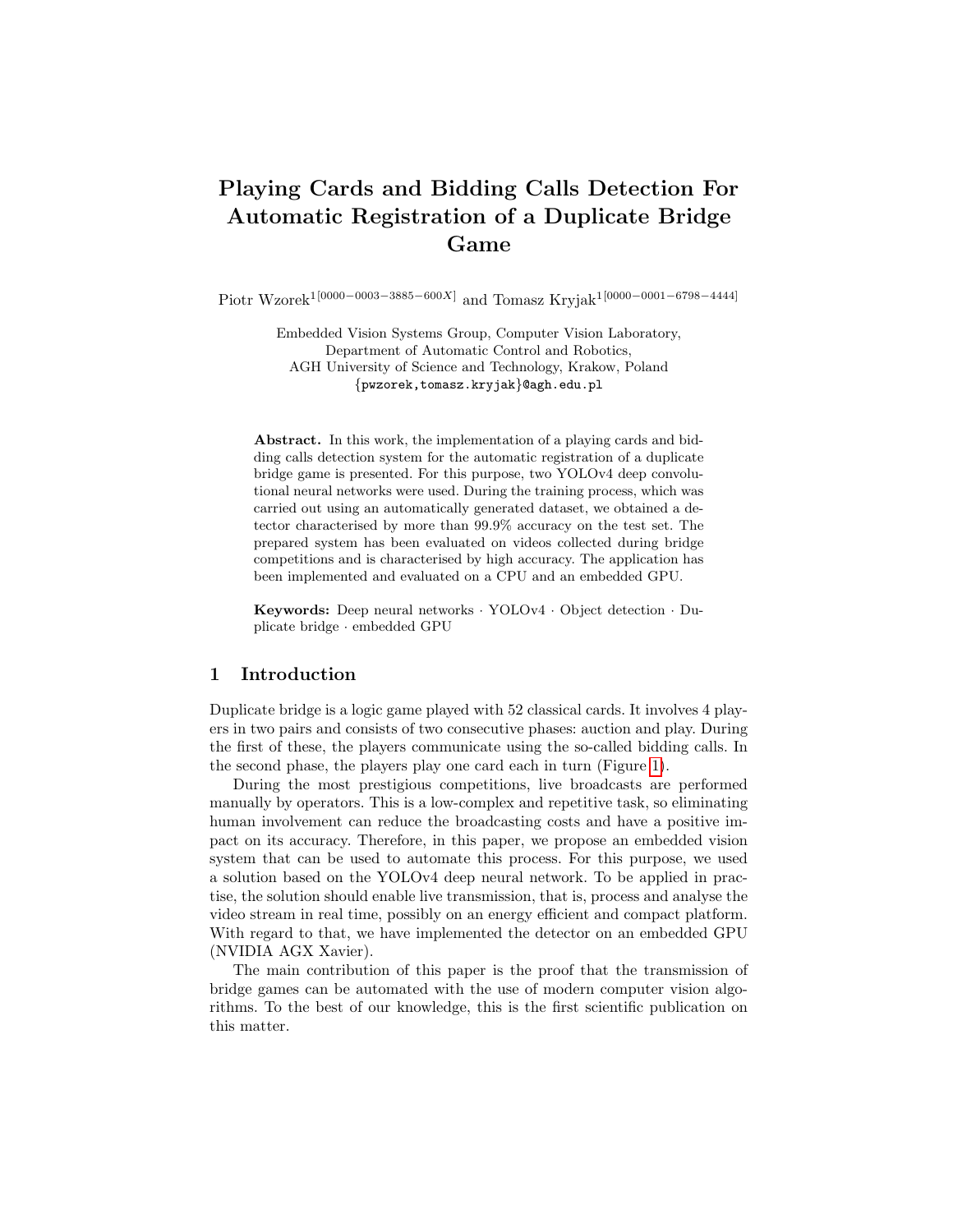# Playing Cards and Bidding Calls Detection For Automatic Registration of a Duplicate Bridge Game

Piotr Wzorek[1[0000−0003−3885−600X]] and Tomasz Kryjak[1[0000−0001−6798−4444]]

Embedded Vision Systems Group, Computer Vision Laboratory,
Department of Automatic Control and Robotics,
AGH University of Science and Technology, Krakow, Poland
{pwzorek,tomasz.kryjak}@agh.edu.pl

**Abstract.** In this work, the implementation of a playing cards and bidding calls detection system for the automatic registration of a duplicate bridge game is presented. For this purpose, two YOLOv4 deep convolutional neural networks were used. During the training process, which was carried out using an automatically generated dataset, we obtained a detector characterised by more than 99.9% accuracy on the test set. The prepared system has been evaluated on videos collected during bridge competitions and is characterised by high accuracy. The application has been implemented and evaluated on a CPU and an embedded GPU.

**Keywords:** Deep neural networks · YOLOv4 · Object detection · Duplicate bridge · embedded GPU

## 1 Introduction

Duplicate bridge is a logic game played with 52 classical cards. It involves 4 players in two pairs and consists of two consecutive phases: auction and play. During the first of these, the players communicate using the so-called bidding calls. In the second phase, the players play one card each in turn (Figure 1).

During the most prestigious competitions, live broadcasts are performed manually by operators. This is a low-complex and repetitive task, so eliminating human involvement can reduce the broadcasting costs and have a positive impact on its accuracy. Therefore, in this paper, we propose an embedded vision system that can be used to automate this process. For this purpose, we used a solution based on the YOLOv4 deep neural network. To be applied in practise, the solution should enable live transmission, that is, process and analyse the video stream in real time, possibly on an energy efficient and compact platform. With regard to that, we have implemented the detector on an embedded GPU (NVIDIA AGX Xavier).

The main contribution of this paper is the proof that the transmission of bridge games can be automated with the use of modern computer vision algorithms. To the best of our knowledge, this is the first scientific publication on this matter.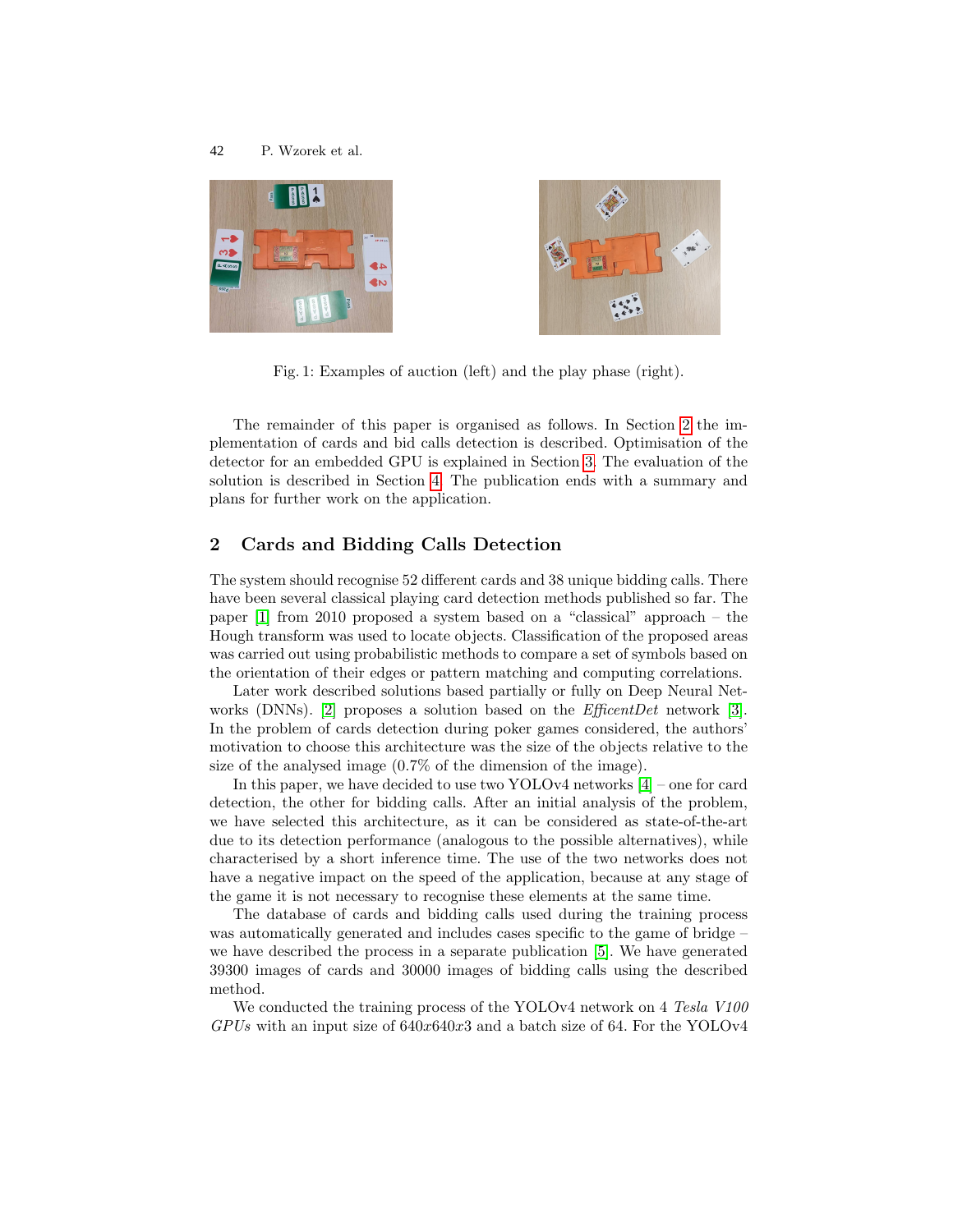Fig. 1: Examples of auction (left) and the play phase (right).

The remainder of this paper is organised as follows. In Section 2 the implementation of cards and bid calls detection is described. Optimisation of the detector for an embedded GPU is explained in Section 3. The evaluation of the solution is described in Section 4. The publication ends with a summary and plans for further work on the application.

## 2 Cards and Bidding Calls Detection

The system should recognise 52 different cards and 38 unique bidding calls. There have been several classical playing card detection methods published so far. The paper [1] from 2010 proposed a system based on a "classical" approach – the Hough transform was used to locate objects. Classification of the proposed areas was carried out using probabilistic methods to compare a set of symbols based on the orientation of their edges or pattern matching and computing correlations.

Later work described solutions based partially or fully on Deep Neural Networks (DNNs). [2] proposes a solution based on the *EfficentDet* network [3]. In the problem of cards detection during poker games considered, the authors' motivation to choose this architecture was the size of the objects relative to the size of the analysed image (0.7% of the dimension of the image).

In this paper, we have decided to use two YOLOv4 networks [4] – one for card detection, the other for bidding calls. After an initial analysis of the problem, we have selected this architecture, as it can be considered as state-of-the-art due to its detection performance (analogous to the possible alternatives), while characterised by a short inference time. The use of the two networks does not have a negative impact on the speed of the application, because at any stage of the game it is not necessary to recognise these elements at the same time.

The database of cards and bidding calls used during the training process was automatically generated and includes cases specific to the game of bridge – we have described the process in a separate publication [5]. We have generated 39300 images of cards and 30000 images of bidding calls using the described method.

We conducted the training process of the YOLOv4 network on 4 *Tesla V100 GPUs* with an input size of $640x640x3$ and a batch size of 64. For the YOLOv4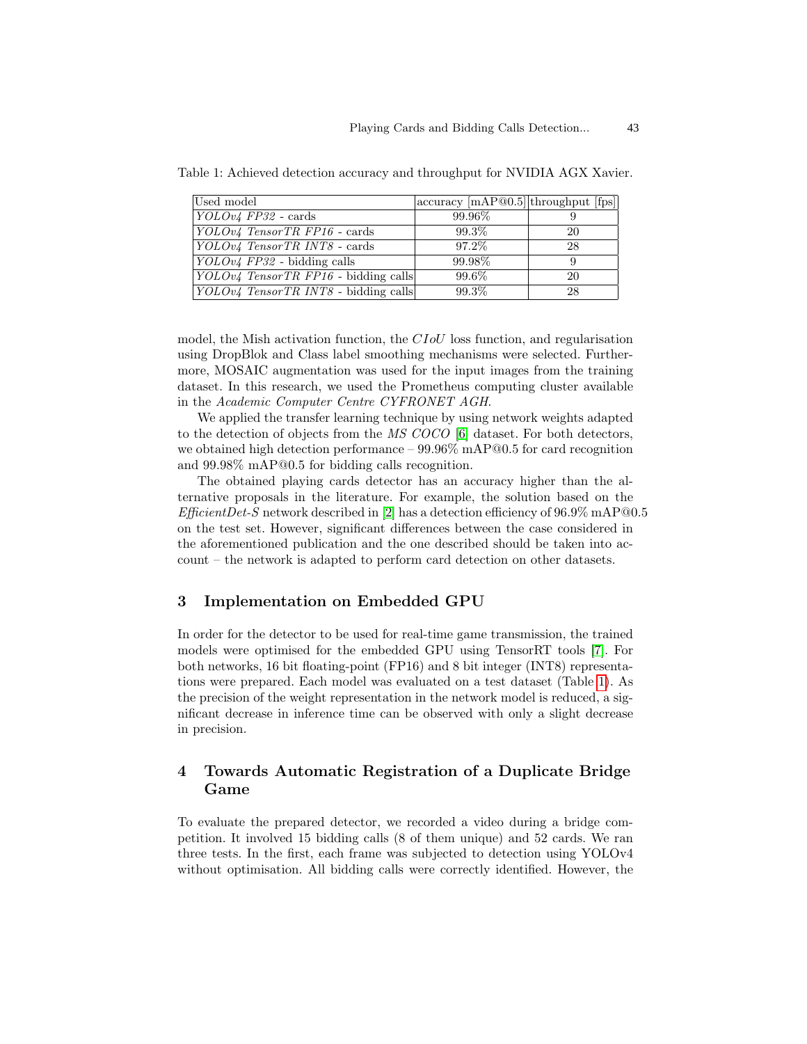Table 1: Achieved detection accuracy and throughput for NVIDIA AGX Xavier.

| Used model | accuracy [mAP@0.5] | throughput [fps] |
|---|---|---|
| *YOLOv4 FP32* - cards | 99.96% | 9 |
| *YOLOv4 TensorTR FP16* - cards | 99.3% | 20 |
| *YOLOv4 TensorTR INT8* - cards | 97.2% | 28 |
| *YOLOv4 FP32* - bidding calls | 99.98% | 9 |
| *YOLOv4 TensorTR FP16* - bidding calls | 99.6% | 20 |
| *YOLOv4 TensorTR INT8* - bidding calls | 99.3% | 28 |

model, the Mish activation function, the $CIoU$ loss function, and regularisation using DropBlok and Class label smoothing mechanisms were selected. Furthermore, MOSAIC augmentation was used for the input images from the training dataset. In this research, we used the Prometheus computing cluster available in the *Academic Computer Centre CYFRONET AGH*.

We applied the transfer learning technique by using network weights adapted to the detection of objects from the *MS COCO* [6] dataset. For both detectors, we obtained high detection performance – 99.96% mAP@0.5 for card recognition and 99.98% mAP@0.5 for bidding calls recognition.

The obtained playing cards detector has an accuracy higher than the alternative proposals in the literature. For example, the solution based on the *EfficientDet-S* network described in [2] has a detection efficiency of 96.9% mAP@0.5 on the test set. However, significant differences between the case considered in the aforementioned publication and the one described should be taken into account – the network is adapted to perform card detection on other datasets.

## 3 Implementation on Embedded GPU

In order for the detector to be used for real-time game transmission, the trained models were optimised for the embedded GPU using TensorRT tools [7]. For both networks, 16 bit floating-point (FP16) and 8 bit integer (INT8) representations were prepared. Each model was evaluated on a test dataset (Table 1). As the precision of the weight representation in the network model is reduced, a significant decrease in inference time can be observed with only a slight decrease in precision.

## 4 Towards Automatic Registration of a Duplicate Bridge Game

To evaluate the prepared detector, we recorded a video during a bridge competition. It involved 15 bidding calls (8 of them unique) and 52 cards. We ran three tests. In the first, each frame was subjected to detection using YOLOv4 without optimisation. All bidding calls were correctly identified. However, the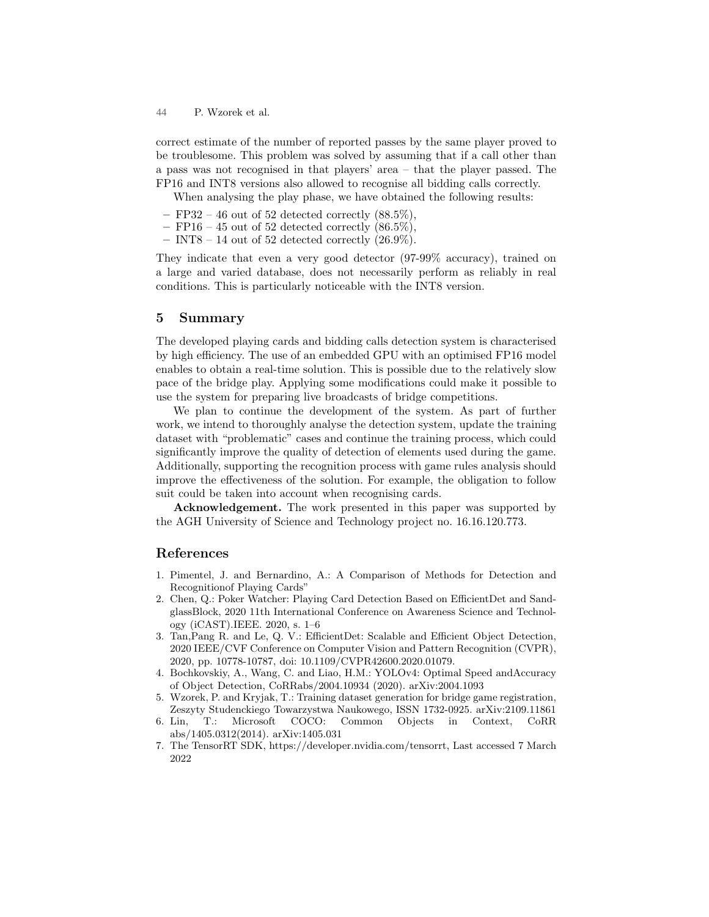correct estimate of the number of reported passes by the same player proved to be troublesome. This problem was solved by assuming that if a call other than a pass was not recognised in that players' area – that the player passed. The FP16 and INT8 versions also allowed to recognise all bidding calls correctly.

When analysing the play phase, we have obtained the following results:

- FP32 – 46 out of 52 detected correctly (88.5%),
- FP16 – 45 out of 52 detected correctly (86.5%),
- INT8 – 14 out of 52 detected correctly (26.9%).

They indicate that even a very good detector (97-99% accuracy), trained on a large and varied database, does not necessarily perform as reliably in real conditions. This is particularly noticeable with the INT8 version.

## 5 Summary

The developed playing cards and bidding calls detection system is characterised by high efficiency. The use of an embedded GPU with an optimised FP16 model enables to obtain a real-time solution. This is possible due to the relatively slow pace of the bridge play. Applying some modifications could make it possible to use the system for preparing live broadcasts of bridge competitions.

We plan to continue the development of the system. As part of further work, we intend to thoroughly analyse the detection system, update the training dataset with "problematic" cases and continue the training process, which could significantly improve the quality of detection of elements used during the game. Additionally, supporting the recognition process with game rules analysis should improve the effectiveness of the solution. For example, the obligation to follow suit could be taken into account when recognising cards.

**Acknowledgement.** The work presented in this paper was supported by the AGH University of Science and Technology project no. 16.16.120.773.

## References

1. Pimentel, J. and Bernardino, A.: A Comparison of Methods for Detection and Recognitionof Playing Cards"
2. Chen, Q.: Poker Watcher: Playing Card Detection Based on EfficientDet and SandglassBlock, 2020 11th International Conference on Awareness Science and Technology (iCAST).IEEE. 2020, s. 1–6
3. Tan,Pang R. and Le, Q. V.: EfficientDet: Scalable and Efficient Object Detection, 2020 IEEE/CVF Conference on Computer Vision and Pattern Recognition (CVPR), 2020, pp. 10778-10787, doi: 10.1109/CVPR42600.2020.01079.
4. Bochkovskiy, A., Wang, C. and Liao, H.M.: YOLOv4: Optimal Speed andAccuracy of Object Detection, CoRRabs/2004.10934 (2020). arXiv:2004.1093
5. Wzorek, P. and Kryjak, T.: Training dataset generation for bridge game registration, Zeszyty Studenckiego Towarzystwa Naukowego, ISSN 1732-0925. arXiv:2109.11861
6. Lin, T.: Microsoft COCO: Common Objects in Context, CoRR abs/1405.0312(2014). arXiv:1405.031
7. The TensorRT SDK, https://developer.nvidia.com/tensorrt, Last accessed 7 March 2022